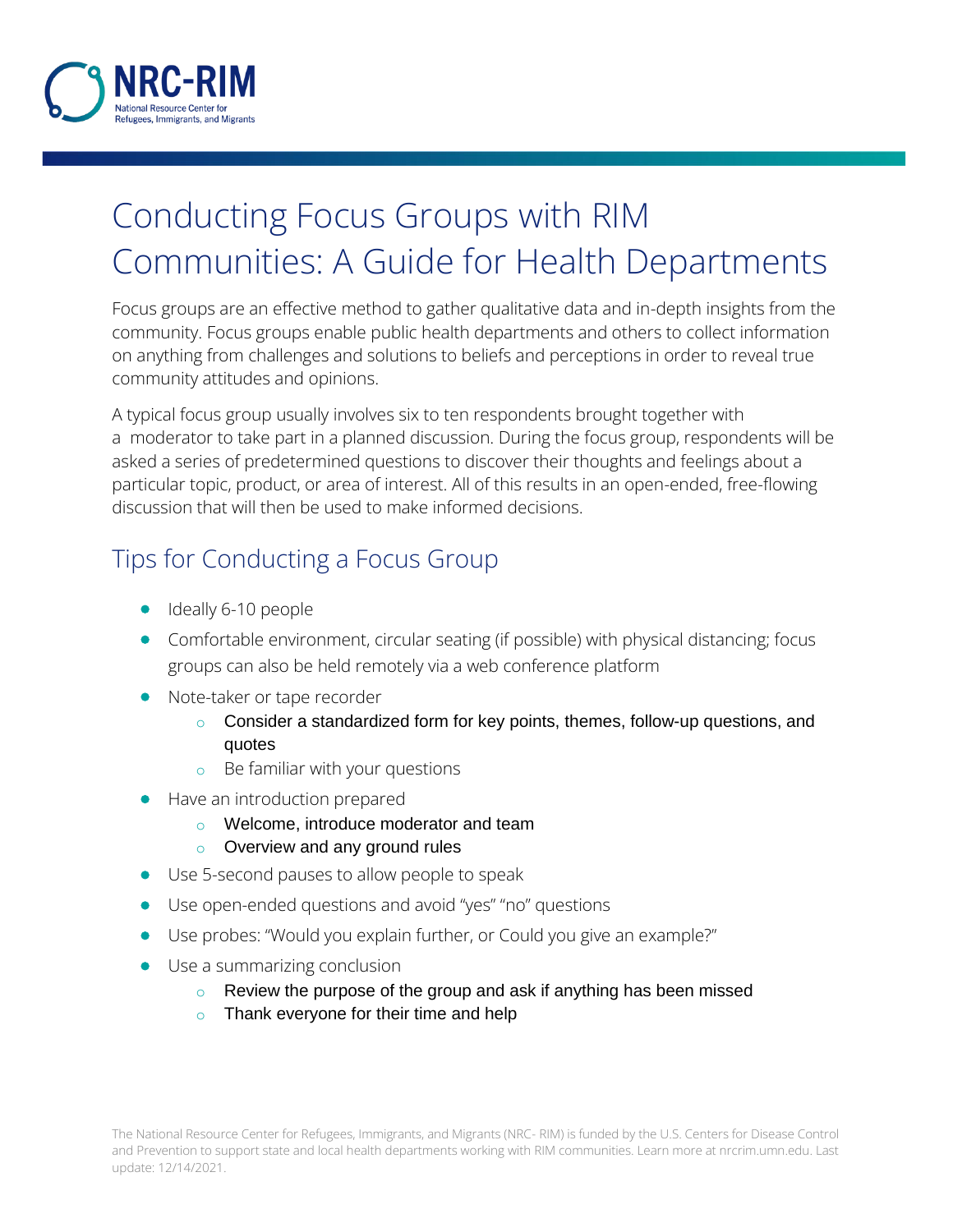NRC-RIM
National Resource Center for Refugees, Immigrants, and Migrants

# Conducting Focus Groups with RIM Communities: A Guide for Health Departments

Focus groups are an effective method to gather qualitative data and in-depth insights from the community. Focus groups enable public health departments and others to collect information on anything from challenges and solutions to beliefs and perceptions in order to reveal true community attitudes and opinions.

A typical focus group usually involves six to ten respondents brought together with a moderator to take part in a planned discussion. During the focus group, respondents will be asked a series of predetermined questions to discover their thoughts and feelings about a particular topic, product, or area of interest. All of this results in an open-ended, free-flowing discussion that will then be used to make informed decisions.

## Tips for Conducting a Focus Group

- Ideally 6-10 people
- Comfortable environment, circular seating (if possible) with physical distancing; focus groups can also be held remotely via a web conference platform
- Note-taker or tape recorder
  - Consider a standardized form for key points, themes, follow-up questions, and quotes
  - Be familiar with your questions
- Have an introduction prepared
  - Welcome, introduce moderator and team
  - Overview and any ground rules
- Use 5-second pauses to allow people to speak
- Use open-ended questions and avoid "yes" "no" questions
- Use probes: "Would you explain further, or Could you give an example?"
- Use a summarizing conclusion
  - Review the purpose of the group and ask if anything has been missed
  - Thank everyone for their time and help

The National Resource Center for Refugees, Immigrants, and Migrants (NRC- RIM) is funded by the U.S. Centers for Disease Control and Prevention to support state and local health departments working with RIM communities. Learn more at nrcrim.umn.edu. Last update: 12/14/2021.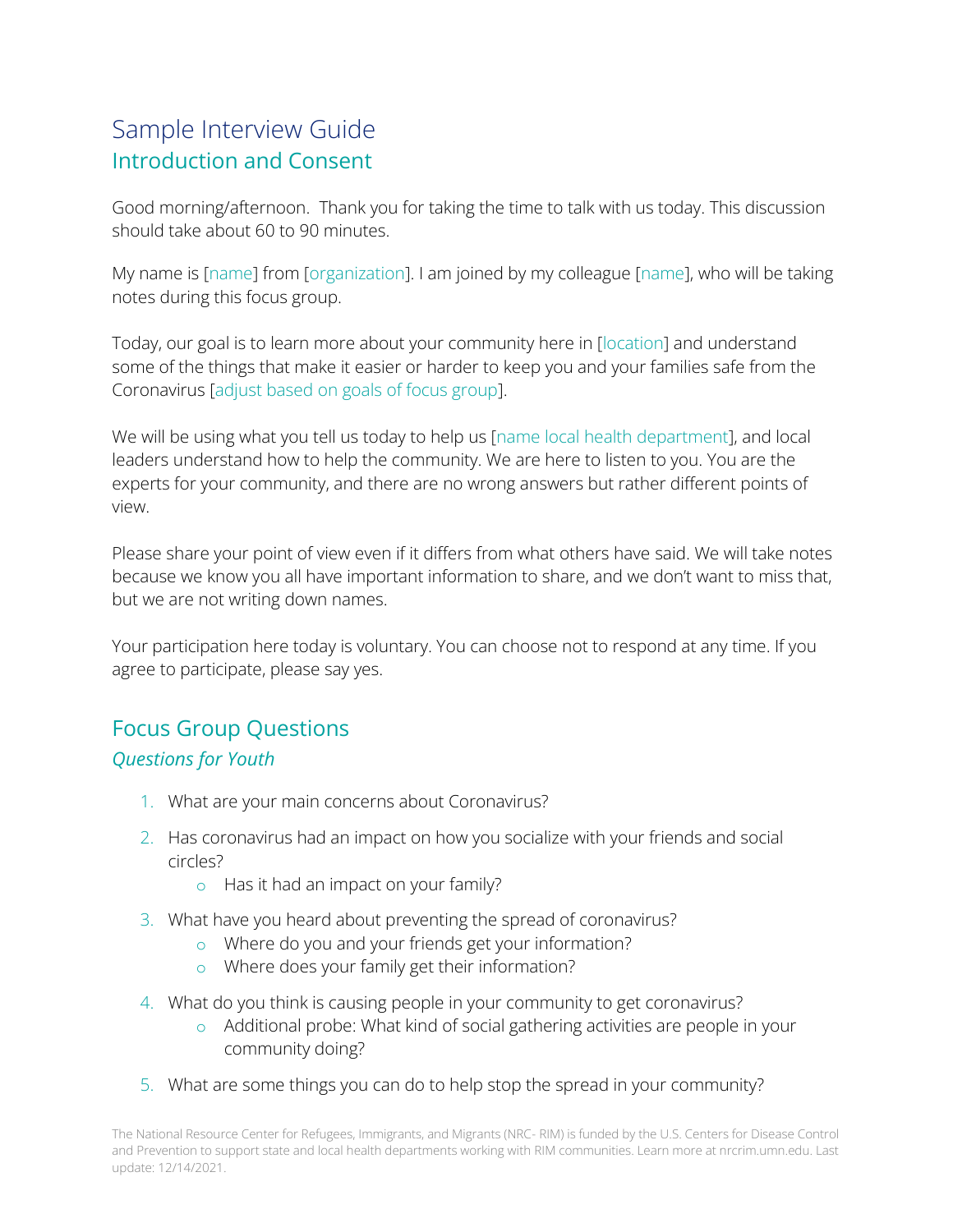# Sample Interview Guide

## Introduction and Consent

Good morning/afternoon. Thank you for taking the time to talk with us today. This discussion should take about 60 to 90 minutes.

My name is [name] from [organization]. I am joined by my colleague [name], who will be taking notes during this focus group.

Today, our goal is to learn more about your community here in [location] and understand some of the things that make it easier or harder to keep you and your families safe from the Coronavirus [adjust based on goals of focus group].

We will be using what you tell us today to help us [name local health department], and local leaders understand how to help the community. We are here to listen to you. You are the experts for your community, and there are no wrong answers but rather different points of view.

Please share your point of view even if it differs from what others have said. We will take notes because we know you all have important information to share, and we don't want to miss that, but we are not writing down names.

Your participation here today is voluntary. You can choose not to respond at any time. If you agree to participate, please say yes.

## Focus Group Questions

### *Questions for Youth*

1. What are your main concerns about Coronavirus?
2. Has coronavirus had an impact on how you socialize with your friends and social circles?
   - Has it had an impact on your family?
3. What have you heard about preventing the spread of coronavirus?
   - Where do you and your friends get your information?
   - Where does your family get their information?
4. What do you think is causing people in your community to get coronavirus?
   - Additional probe: What kind of social gathering activities are people in your community doing?
5. What are some things you can do to help stop the spread in your community?

The National Resource Center for Refugees, Immigrants, and Migrants (NRC- RIM) is funded by the U.S. Centers for Disease Control and Prevention to support state and local health departments working with RIM communities. Learn more at nrcrim.umn.edu. Last update: 12/14/2021.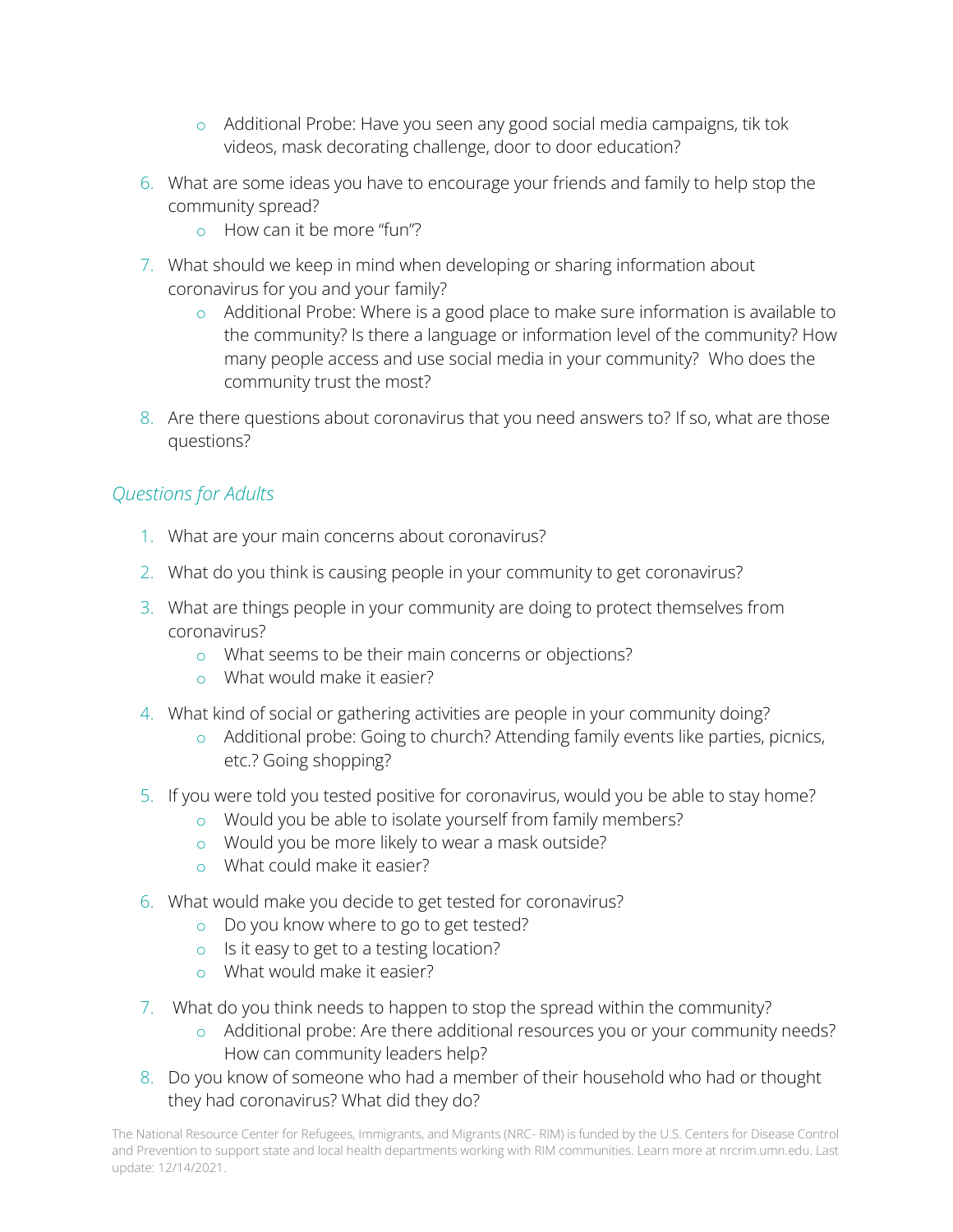- Additional Probe: Have you seen any good social media campaigns, tik tok videos, mask decorating challenge, door to door education?

6. What are some ideas you have to encourage your friends and family to help stop the community spread?
   - How can it be more "fun"?
7. What should we keep in mind when developing or sharing information about coronavirus for you and your family?
   - Additional Probe: Where is a good place to make sure information is available to the community? Is there a language or information level of the community? How many people access and use social media in your community? Who does the community trust the most?
8. Are there questions about coronavirus that you need answers to? If so, what are those questions?

### *Questions for Adults*

1. What are your main concerns about coronavirus?
2. What do you think is causing people in your community to get coronavirus?
3. What are things people in your community are doing to protect themselves from coronavirus?
   - What seems to be their main concerns or objections?
   - What would make it easier?
4. What kind of social or gathering activities are people in your community doing?
   - Additional probe: Going to church? Attending family events like parties, picnics, etc.? Going shopping?
5. If you were told you tested positive for coronavirus, would you be able to stay home?
   - Would you be able to isolate yourself from family members?
   - Would you be more likely to wear a mask outside?
   - What could make it easier?
6. What would make you decide to get tested for coronavirus?
   - Do you know where to go to get tested?
   - Is it easy to get to a testing location?
   - What would make it easier?
7. What do you think needs to happen to stop the spread within the community?
   - Additional probe: Are there additional resources you or your community needs? How can community leaders help?
8. Do you know of someone who had a member of their household who had or thought they had coronavirus? What did they do?

The National Resource Center for Refugees, Immigrants, and Migrants (NRC- RIM) is funded by the U.S. Centers for Disease Control and Prevention to support state and local health departments working with RIM communities. Learn more at nrcrim.umn.edu. Last update: 12/14/2021.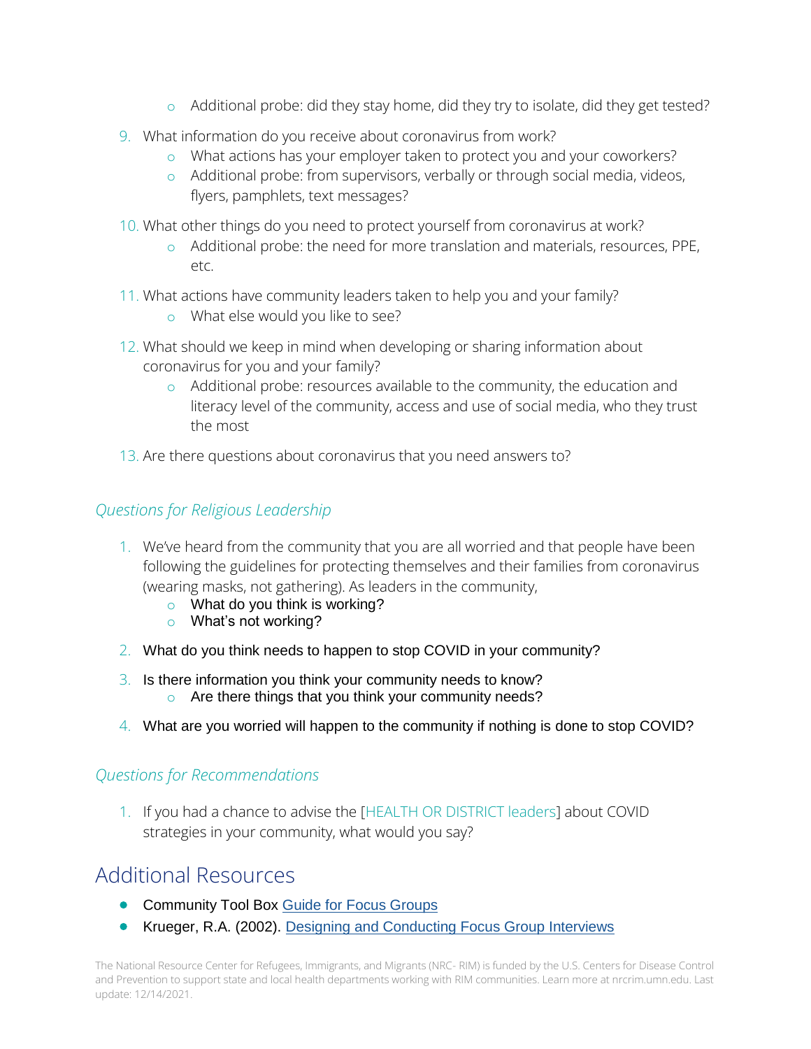- Additional probe: did they stay home, did they try to isolate, did they get tested?

9. What information do you receive about coronavirus from work?
    - What actions has your employer taken to protect you and your coworkers?
    - Additional probe: from supervisors, verbally or through social media, videos, flyers, pamphlets, text messages?

10. What other things do you need to protect yourself from coronavirus at work?
    - Additional probe: the need for more translation and materials, resources, PPE, etc.

11. What actions have community leaders taken to help you and your family?
    - What else would you like to see?

12. What should we keep in mind when developing or sharing information about coronavirus for you and your family?
    - Additional probe: resources available to the community, the education and literacy level of the community, access and use of social media, who they trust the most

13. Are there questions about coronavirus that you need answers to?

### *Questions for Religious Leadership*

1. We've heard from the community that you are all worried and that people have been following the guidelines for protecting themselves and their families from coronavirus (wearing masks, not gathering). As leaders in the community,
    - What do you think is working?
    - What's not working?

2. What do you think needs to happen to stop COVID in your community?

3. Is there information you think your community needs to know?
    - Are there things that you think your community needs?

4. What are you worried will happen to the community if nothing is done to stop COVID?

### *Questions for Recommendations*

1. If you had a chance to advise the [HEALTH OR DISTRICT leaders] about COVID strategies in your community, what would you say?

## Additional Resources

- Community Tool Box Guide for Focus Groups
- Krueger, R.A. (2002). Designing and Conducting Focus Group Interviews

The National Resource Center for Refugees, Immigrants, and Migrants (NRC- RIM) is funded by the U.S. Centers for Disease Control and Prevention to support state and local health departments working with RIM communities. Learn more at nrcrim.umn.edu. Last update: 12/14/2021.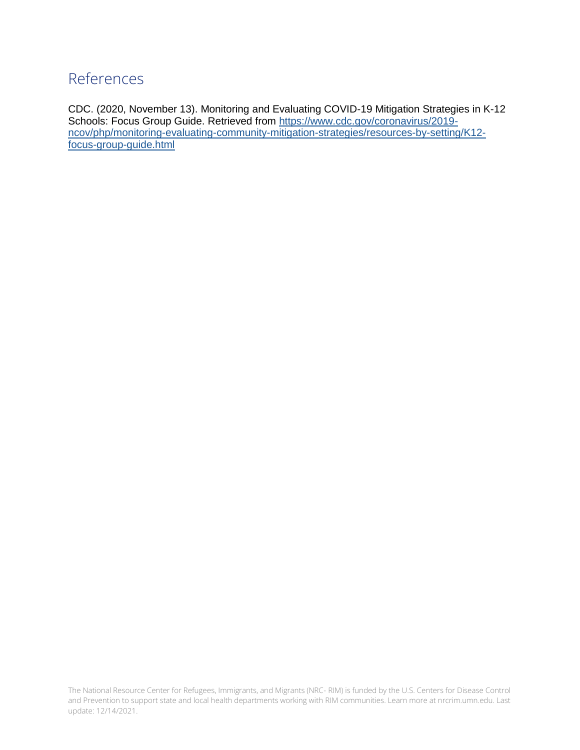# References

CDC. (2020, November 13). Monitoring and Evaluating COVID-19 Mitigation Strategies in K-12 Schools: Focus Group Guide. Retrieved from [https://www.cdc.gov/coronavirus/2019-ncov/php/monitoring-evaluating-community-mitigation-strategies/resources-by-setting/K12-focus-group-guide.html](https://www.cdc.gov/coronavirus/2019-ncov/php/monitoring-evaluating-community-mitigation-strategies/resources-by-setting/K12-focus-group-guide.html)

The National Resource Center for Refugees, Immigrants, and Migrants (NRC- RIM) is funded by the U.S. Centers for Disease Control and Prevention to support state and local health departments working with RIM communities. Learn more at nrcrim.umn.edu. Last update: 12/14/2021.